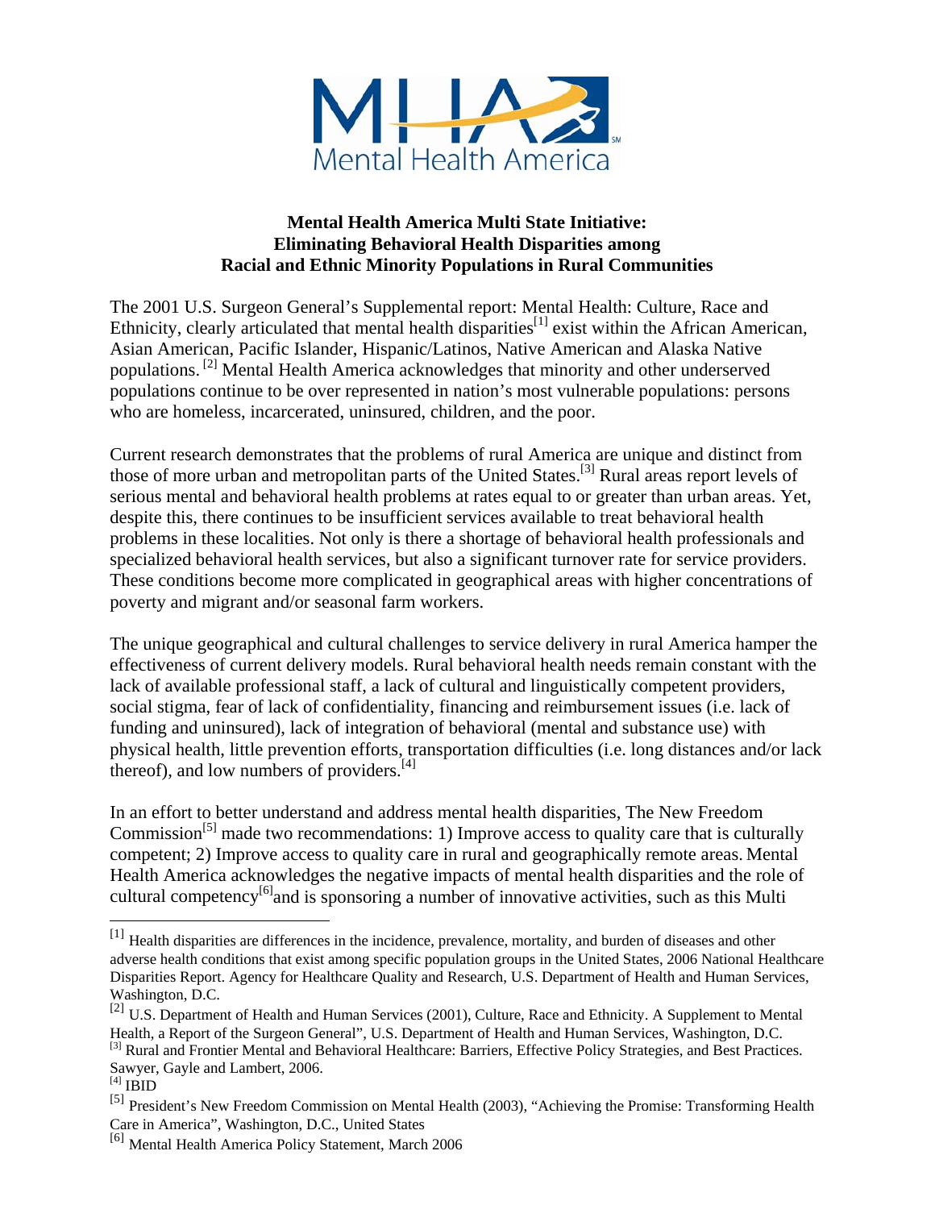# Mental Health America Multi State Initiative: Eliminating Behavioral Health Disparities among Racial and Ethnic Minority Populations in Rural Communities

The 2001 U.S. Surgeon General's Supplemental report: Mental Health: Culture, Race and Ethnicity, clearly articulated that mental health disparities[1] exist within the African American, Asian American, Pacific Islander, Hispanic/Latinos, Native American and Alaska Native populations. [2] Mental Health America acknowledges that minority and other underserved populations continue to be over represented in nation's most vulnerable populations: persons who are homeless, incarcerated, uninsured, children, and the poor.

Current research demonstrates that the problems of rural America are unique and distinct from those of more urban and metropolitan parts of the United States.[3] Rural areas report levels of serious mental and behavioral health problems at rates equal to or greater than urban areas. Yet, despite this, there continues to be insufficient services available to treat behavioral health problems in these localities. Not only is there a shortage of behavioral health professionals and specialized behavioral health services, but also a significant turnover rate for service providers. These conditions become more complicated in geographical areas with higher concentrations of poverty and migrant and/or seasonal farm workers.

The unique geographical and cultural challenges to service delivery in rural America hamper the effectiveness of current delivery models. Rural behavioral health needs remain constant with the lack of available professional staff, a lack of cultural and linguistically competent providers, social stigma, fear of lack of confidentiality, financing and reimbursement issues (i.e. lack of funding and uninsured), lack of integration of behavioral (mental and substance use) with physical health, little prevention efforts, transportation difficulties (i.e. long distances and/or lack thereof), and low numbers of providers.[4]

In an effort to better understand and address mental health disparities, The New Freedom Commission[5] made two recommendations: 1) Improve access to quality care that is culturally competent; 2) Improve access to quality care in rural and geographically remote areas. Mental Health America acknowledges the negative impacts of mental health disparities and the role of cultural competency[6] and is sponsoring a number of innovative activities, such as this Multi

---

[1] Health disparities are differences in the incidence, prevalence, mortality, and burden of diseases and other adverse health conditions that exist among specific population groups in the United States, 2006 National Healthcare Disparities Report. Agency for Healthcare Quality and Research, U.S. Department of Health and Human Services, Washington, D.C.

[2] U.S. Department of Health and Human Services (2001), Culture, Race and Ethnicity. A Supplement to Mental Health, a Report of the Surgeon General", U.S. Department of Health and Human Services, Washington, D.C.

[3] Rural and Frontier Mental and Behavioral Healthcare: Barriers, Effective Policy Strategies, and Best Practices. Sawyer, Gayle and Lambert, 2006.

[4] IBID

[5] President's New Freedom Commission on Mental Health (2003), "Achieving the Promise: Transforming Health Care in America", Washington, D.C., United States

[6] Mental Health America Policy Statement, March 2006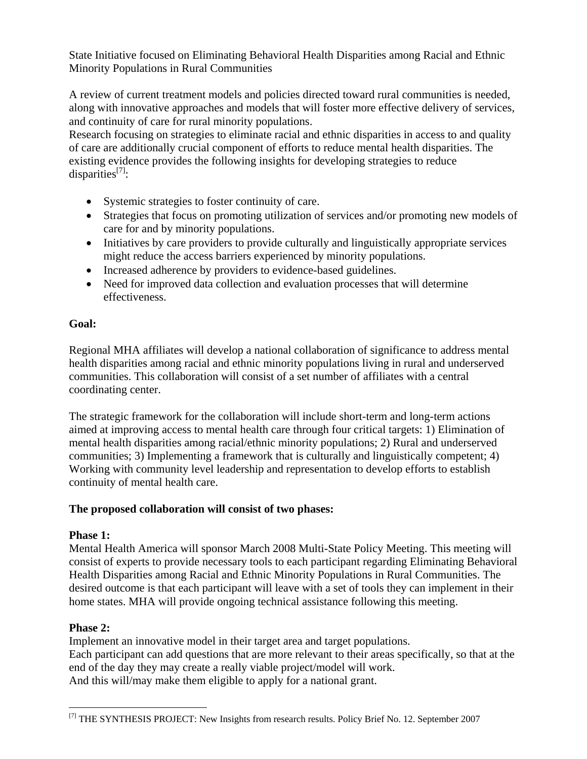State Initiative focused on Eliminating Behavioral Health Disparities among Racial and Ethnic Minority Populations in Rural Communities

A review of current treatment models and policies directed toward rural communities is needed, along with innovative approaches and models that will foster more effective delivery of services, and continuity of care for rural minority populations.
Research focusing on strategies to eliminate racial and ethnic disparities in access to and quality of care are additionally crucial component of efforts to reduce mental health disparities. The existing evidence provides the following insights for developing strategies to reduce disparities[7]:

- Systemic strategies to foster continuity of care.
- Strategies that focus on promoting utilization of services and/or promoting new models of care for and by minority populations.
- Initiatives by care providers to provide culturally and linguistically appropriate services might reduce the access barriers experienced by minority populations.
- Increased adherence by providers to evidence-based guidelines.
- Need for improved data collection and evaluation processes that will determine effectiveness.

**Goal:**

Regional MHA affiliates will develop a national collaboration of significance to address mental health disparities among racial and ethnic minority populations living in rural and underserved communities. This collaboration will consist of a set number of affiliates with a central coordinating center.

The strategic framework for the collaboration will include short-term and long-term actions aimed at improving access to mental health care through four critical targets: 1) Elimination of mental health disparities among racial/ethnic minority populations; 2) Rural and underserved communities; 3) Implementing a framework that is culturally and linguistically competent; 4) Working with community level leadership and representation to develop efforts to establish continuity of mental health care.

**The proposed collaboration will consist of two phases:**

**Phase 1:**
Mental Health America will sponsor March 2008 Multi-State Policy Meeting. This meeting will consist of experts to provide necessary tools to each participant regarding Eliminating Behavioral Health Disparities among Racial and Ethnic Minority Populations in Rural Communities. The desired outcome is that each participant will leave with a set of tools they can implement in their home states. MHA will provide ongoing technical assistance following this meeting.

**Phase 2:**
Implement an innovative model in their target area and target populations.
Each participant can add questions that are more relevant to their areas specifically, so that at the end of the day they may create a really viable project/model will work.
And this will/may make them eligible to apply for a national grant.

---

[7] THE SYNTHESIS PROJECT: New Insights from research results. Policy Brief No. 12. September 2007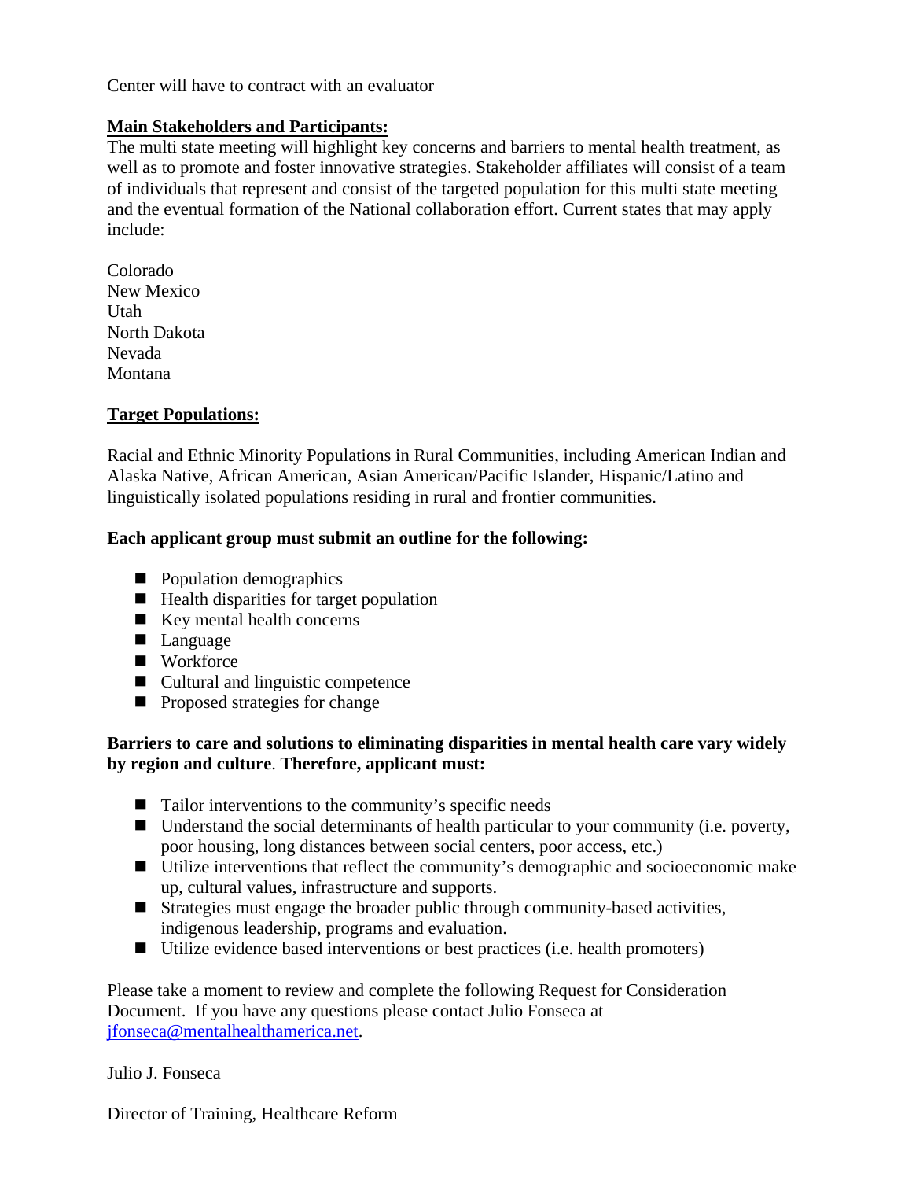Center will have to contract with an evaluator

**Main Stakeholders and Participants:**

The multi state meeting will highlight key concerns and barriers to mental health treatment, as well as to promote and foster innovative strategies. Stakeholder affiliates will consist of a team of individuals that represent and consist of the targeted population for this multi state meeting and the eventual formation of the National collaboration effort. Current states that may apply include:

Colorado
New Mexico
Utah
North Dakota
Nevada
Montana

**Target Populations:**

Racial and Ethnic Minority Populations in Rural Communities, including American Indian and Alaska Native, African American, Asian American/Pacific Islander, Hispanic/Latino and linguistically isolated populations residing in rural and frontier communities.

**Each applicant group must submit an outline for the following:**

- Population demographics
- Health disparities for target population
- Key mental health concerns
- Language
- Workforce
- Cultural and linguistic competence
- Proposed strategies for change

**Barriers to care and solutions to eliminating disparities in mental health care vary widely by region and culture**. **Therefore, applicant must:**

- Tailor interventions to the community's specific needs
- Understand the social determinants of health particular to your community (i.e. poverty, poor housing, long distances between social centers, poor access, etc.)
- Utilize interventions that reflect the community's demographic and socioeconomic make up, cultural values, infrastructure and supports.
- Strategies must engage the broader public through community-based activities, indigenous leadership, programs and evaluation.
- Utilize evidence based interventions or best practices (i.e. health promoters)

Please take a moment to review and complete the following Request for Consideration Document. If you have any questions please contact Julio Fonseca at jfonseca@mentalhealthamerica.net.

Julio J. Fonseca

Director of Training, Healthcare Reform